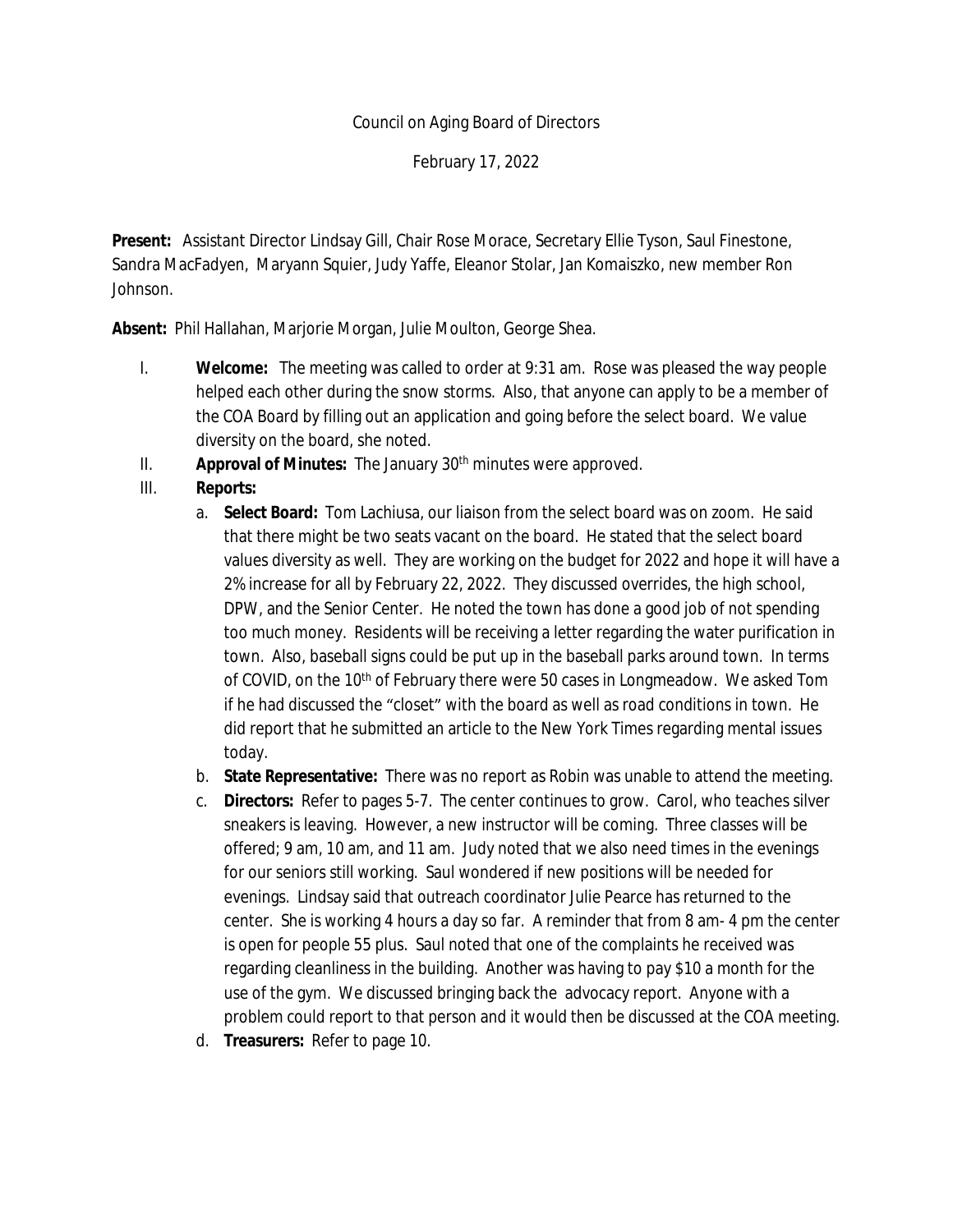Council on Aging Board of Directors

February 17, 2022

**Present:** Assistant Director Lindsay Gill, Chair Rose Morace, Secretary Ellie Tyson, Saul Finestone, Sandra MacFadyen, Maryann Squier, Judy Yaffe, Eleanor Stolar, Jan Komaiszko, new member Ron Johnson.

**Absent:** Phil Hallahan, Marjorie Morgan, Julie Moulton, George Shea.

I. **Welcome:** The meeting was called to order at 9:31 am. Rose was pleased the way people helped each other during the snow storms. Also, that anyone can apply to be a member of the COA Board by filling out an application and going before the select board. We value diversity on the board, she noted.

II. **Approval of Minutes:** The January 30th minutes were approved.

III. **Reports:**

   a. **Select Board:** Tom Lachiusa, our liaison from the select board was on zoom. He said that there might be two seats vacant on the board. He stated that the select board values diversity as well. They are working on the budget for 2022 and hope it will have a 2% increase for all by February 22, 2022. They discussed overrides, the high school, DPW, and the Senior Center. He noted the town has done a good job of not spending too much money. Residents will be receiving a letter regarding the water purification in town. Also, baseball signs could be put up in the baseball parks around town. In terms of COVID, on the 10th of February there were 50 cases in Longmeadow. We asked Tom if he had discussed the "closet" with the board as well as road conditions in town. He did report that he submitted an article to the New York Times regarding mental issues today.

   b. **State Representative:** There was no report as Robin was unable to attend the meeting.

   c. **Directors:** Refer to pages 5-7. The center continues to grow. Carol, who teaches silver sneakers is leaving. However, a new instructor will be coming. Three classes will be offered; 9 am, 10 am, and 11 am. Judy noted that we also need times in the evenings for our seniors still working. Saul wondered if new positions will be needed for evenings. Lindsay said that outreach coordinator Julie Pearce has returned to the center. She is working 4 hours a day so far. A reminder that from 8 am- 4 pm the center is open for people 55 plus. Saul noted that one of the complaints he received was regarding cleanliness in the building. Another was having to pay $10 a month for the use of the gym. We discussed bringing back the advocacy report. Anyone with a problem could report to that person and it would then be discussed at the COA meeting.

   d. **Treasurers:** Refer to page 10.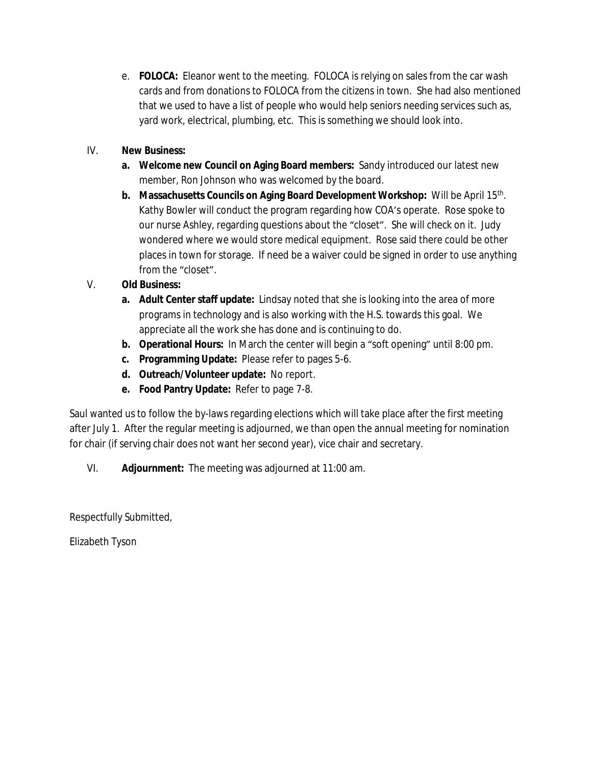e. **FOLOCA:** Eleanor went to the meeting. FOLOCA is relying on sales from the car wash cards and from donations to FOLOCA from the citizens in town. She had also mentioned that we used to have a list of people who would help seniors needing services such as, yard work, electrical, plumbing, etc. This is something we should look into.

IV. **New Business:**

a. **Welcome new Council on Aging Board members:** Sandy introduced our latest new member, Ron Johnson who was welcomed by the board.

b. **Massachusetts Councils on Aging Board Development Workshop:** Will be April 15th. Kathy Bowler will conduct the program regarding how COA's operate. Rose spoke to our nurse Ashley, regarding questions about the "closet". She will check on it. Judy wondered where we would store medical equipment. Rose said there could be other places in town for storage. If need be a waiver could be signed in order to use anything from the "closet".

V. **Old Business:**

a. **Adult Center staff update:** Lindsay noted that she is looking into the area of more programs in technology and is also working with the H.S. towards this goal. We appreciate all the work she has done and is continuing to do.

b. **Operational Hours:** In March the center will begin a "soft opening" until 8:00 pm.

c. **Programming Update:** Please refer to pages 5-6.

d. **Outreach/Volunteer update:** No report.

e. **Food Pantry Update:** Refer to page 7-8.

Saul wanted us to follow the by-laws regarding elections which will take place after the first meeting after July 1. After the regular meeting is adjourned, we than open the annual meeting for nomination for chair (if serving chair does not want her second year), vice chair and secretary.

VI. **Adjournment:** The meeting was adjourned at 11:00 am.

Respectfully Submitted,

Elizabeth Tyson